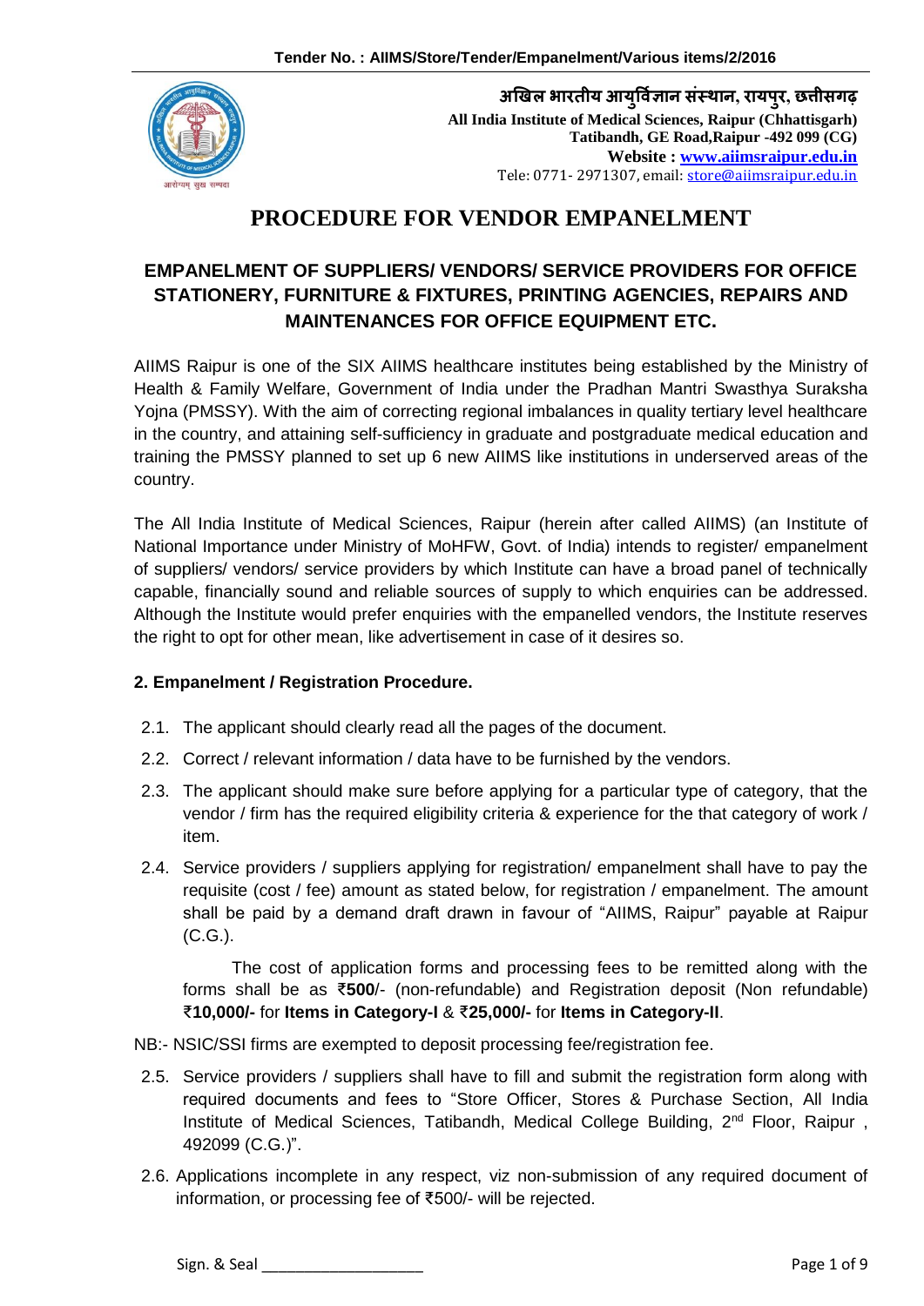अखिल भारतीय आयुर्विज्ञान संस्थान, रायपुर, छत्तीसगढ़

**All India Institute of Medical Sciences, Raipur (Chhattisgarh)**
**Tatibandh, GE Road,Raipur -492 099 (CG)**
**Website : www.aiimsraipur.edu.in**
Tele: 0771- 2971307, email: store@aiimsraipur.edu.in

# PROCEDURE FOR VENDOR EMPANELMENT

## EMPANELMENT OF SUPPLIERS/ VENDORS/ SERVICE PROVIDERS FOR OFFICE STATIONERY, FURNITURE & FIXTURES, PRINTING AGENCIES, REPAIRS AND MAINTENANCES FOR OFFICE EQUIPMENT ETC.

AIIMS Raipur is one of the SIX AIIMS healthcare institutes being established by the Ministry of Health & Family Welfare, Government of India under the Pradhan Mantri Swasthya Suraksha Yojna (PMSSY). With the aim of correcting regional imbalances in quality tertiary level healthcare in the country, and attaining self-sufficiency in graduate and postgraduate medical education and training the PMSSY planned to set up 6 new AIIMS like institutions in underserved areas of the country.

The All India Institute of Medical Sciences, Raipur (herein after called AIIMS) (an Institute of National Importance under Ministry of MoHFW, Govt. of India) intends to register/ empanelment of suppliers/ vendors/ service providers by which Institute can have a broad panel of technically capable, financially sound and reliable sources of supply to which enquiries can be addressed. Although the Institute would prefer enquiries with the empanelled vendors, the Institute reserves the right to opt for other mean, like advertisement in case of it desires so.

### 2. Empanelment / Registration Procedure.

2.1. The applicant should clearly read all the pages of the document.

2.2. Correct / relevant information / data have to be furnished by the vendors.

2.3. The applicant should make sure before applying for a particular type of category, that the vendor / firm has the required eligibility criteria & experience for the that category of work / item.

2.4. Service providers / suppliers applying for registration/ empanelment shall have to pay the requisite (cost / fee) amount as stated below, for registration / empanelment. The amount shall be paid by a demand draft drawn in favour of "AIIMS, Raipur" payable at Raipur (C.G.).

The cost of application forms and processing fees to be remitted along with the forms shall be as ₹**500**/- (non-refundable) and Registration deposit (Non refundable) ₹**10,000/-** for **Items in Category-I** & ₹**25,000/-** for **Items in Category-II**.

NB:- NSIC/SSI firms are exempted to deposit processing fee/registration fee.

2.5. Service providers / suppliers shall have to fill and submit the registration form along with required documents and fees to "Store Officer, Stores & Purchase Section, All India Institute of Medical Sciences, Tatibandh, Medical College Building, 2nd Floor, Raipur , 492099 (C.G.)".

2.6. Applications incomplete in any respect, viz non-submission of any required document of information, or processing fee of ₹500/- will be rejected.

Sign. & Seal ___________________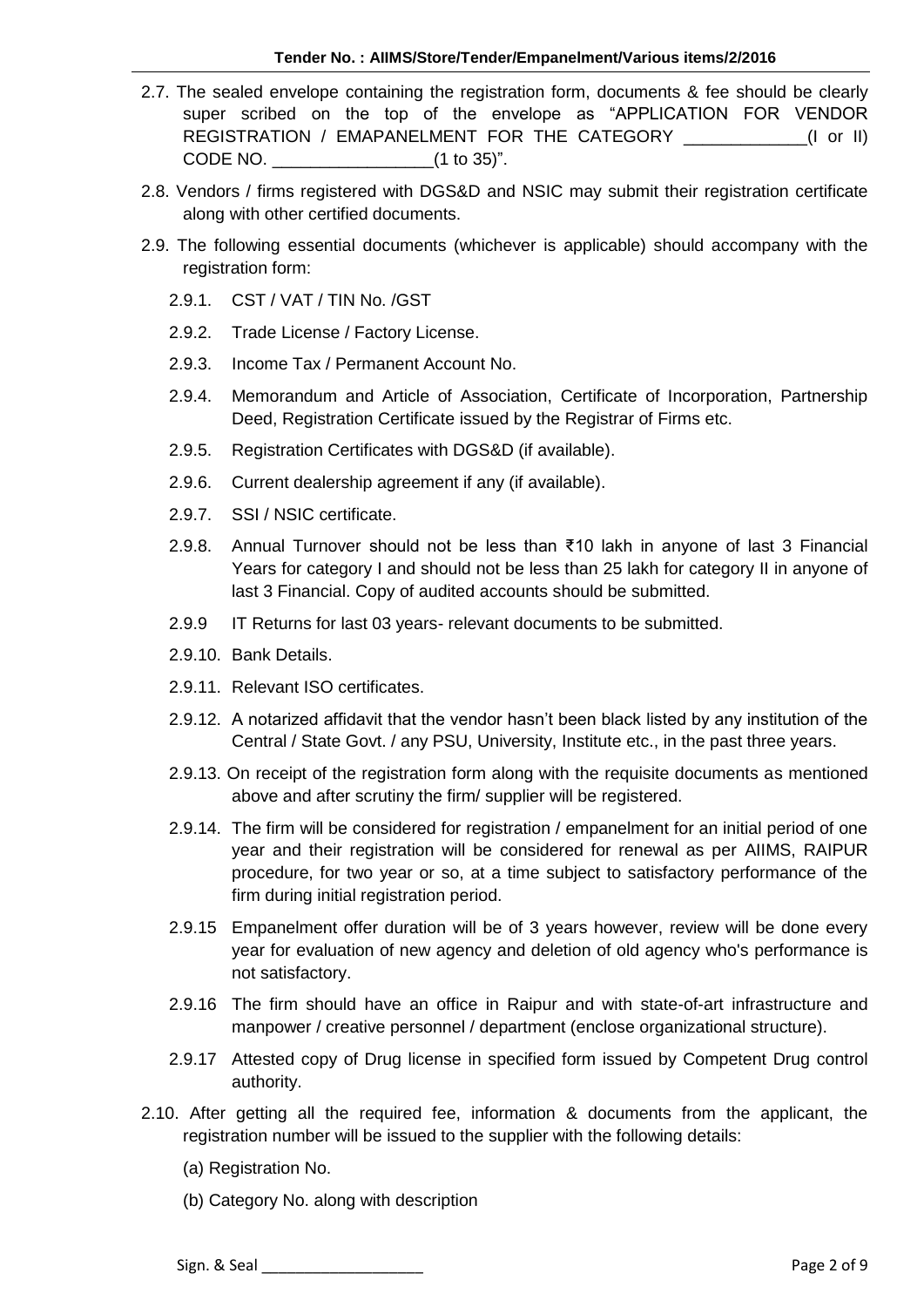2.7. The sealed envelope containing the registration form, documents & fee should be clearly super scribed on the top of the envelope as "APPLICATION FOR VENDOR REGISTRATION / EMAPANELMENT FOR THE CATEGORY _____________(I or II) CODE NO. _________________(1 to 35)".

2.8. Vendors / firms registered with DGS&D and NSIC may submit their registration certificate along with other certified documents.

2.9. The following essential documents (whichever is applicable) should accompany with the registration form:

- 2.9.1. CST / VAT / TIN No. /GST
- 2.9.2. Trade License / Factory License.
- 2.9.3. Income Tax / Permanent Account No.
- 2.9.4. Memorandum and Article of Association, Certificate of Incorporation, Partnership Deed, Registration Certificate issued by the Registrar of Firms etc.
- 2.9.5. Registration Certificates with DGS&D (if available).
- 2.9.6. Current dealership agreement if any (if available).
- 2.9.7. SSI / NSIC certificate.
- 2.9.8. Annual Turnover should not be less than ₹10 lakh in anyone of last 3 Financial Years for category I and should not be less than 25 lakh for category II in anyone of last 3 Financial. Copy of audited accounts should be submitted.
- 2.9.9 IT Returns for last 03 years- relevant documents to be submitted.
- 2.9.10. Bank Details.
- 2.9.11. Relevant ISO certificates.
- 2.9.12. A notarized affidavit that the vendor hasn't been black listed by any institution of the Central / State Govt. / any PSU, University, Institute etc., in the past three years.
- 2.9.13. On receipt of the registration form along with the requisite documents as mentioned above and after scrutiny the firm/ supplier will be registered.
- 2.9.14. The firm will be considered for registration / empanelment for an initial period of one year and their registration will be considered for renewal as per AIIMS, RAIPUR procedure, for two year or so, at a time subject to satisfactory performance of the firm during initial registration period.
- 2.9.15 Empanelment offer duration will be of 3 years however, review will be done every year for evaluation of new agency and deletion of old agency who's performance is not satisfactory.
- 2.9.16 The firm should have an office in Raipur and with state-of-art infrastructure and manpower / creative personnel / department (enclose organizational structure).
- 2.9.17 Attested copy of Drug license in specified form issued by Competent Drug control authority.

2.10. After getting all the required fee, information & documents from the applicant, the registration number will be issued to the supplier with the following details:

(a) Registration No.

(b) Category No. along with description

Sign. & Seal ___________________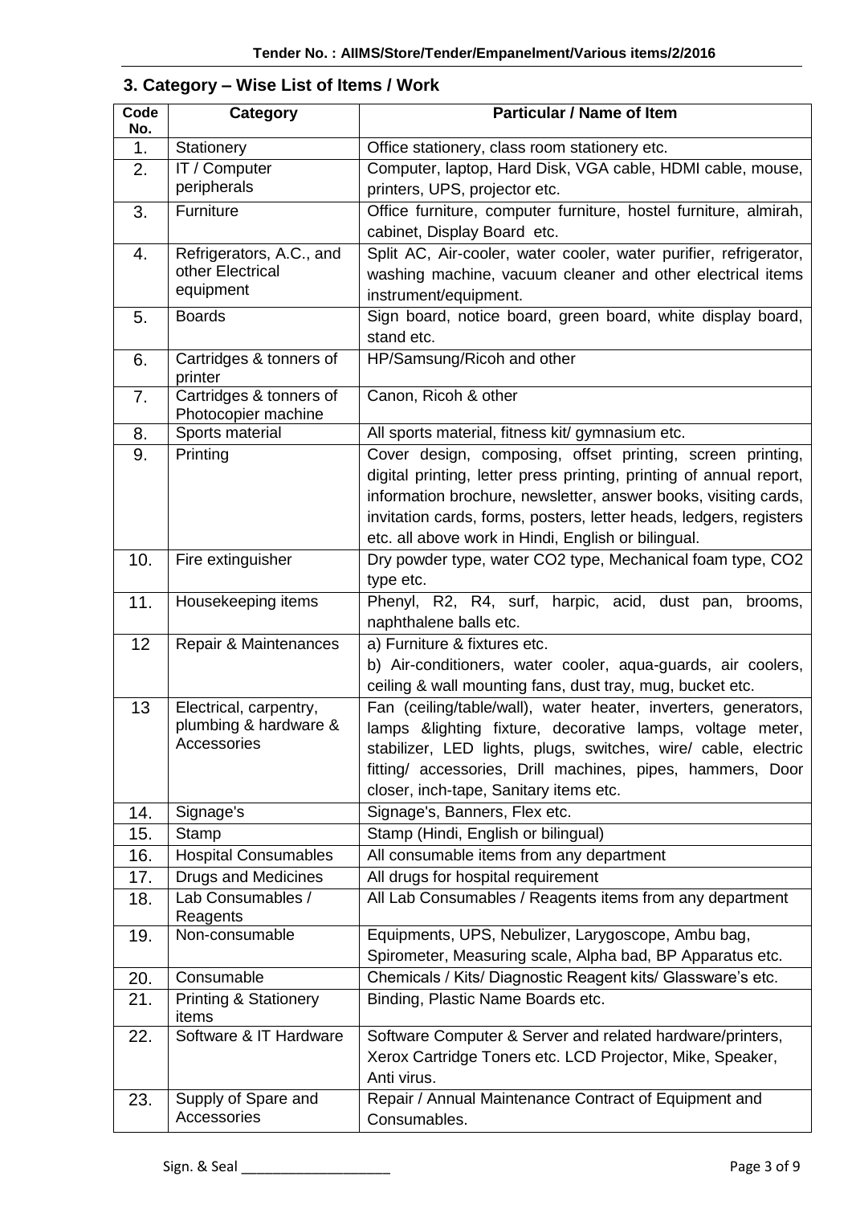## 3. Category – Wise List of Items / Work

| Code No. | Category | Particular / Name of Item |
|---|---|---|
| 1. | Stationery | Office stationery, class room stationery etc. |
| 2. | IT / Computer peripherals | Computer, laptop, Hard Disk, VGA cable, HDMI cable, mouse, printers, UPS, projector etc. |
| 3. | Furniture | Office furniture, computer furniture, hostel furniture, almirah, cabinet, Display Board etc. |
| 4. | Refrigerators, A.C., and other Electrical equipment | Split AC, Air-cooler, water cooler, water purifier, refrigerator, washing machine, vacuum cleaner and other electrical items instrument/equipment. |
| 5. | Boards | Sign board, notice board, green board, white display board, stand etc. |
| 6. | Cartridges & tonners of printer | HP/Samsung/Ricoh and other |
| 7. | Cartridges & tonners of Photocopier machine | Canon, Ricoh & other |
| 8. | Sports material | All sports material, fitness kit/ gymnasium etc. |
| 9. | Printing | Cover design, composing, offset printing, screen printing, digital printing, letter press printing, printing of annual report, information brochure, newsletter, answer books, visiting cards, invitation cards, forms, posters, letter heads, ledgers, registers etc. all above work in Hindi, English or bilingual. |
| 10. | Fire extinguisher | Dry powder type, water CO2 type, Mechanical foam type, CO2 type etc. |
| 11. | Housekeeping items | Phenyl, R2, R4, surf, harpic, acid, dust pan, brooms, naphthalene balls etc. |
| 12 | Repair & Maintenances | a) Furniture & fixtures etc.<br>b) Air-conditioners, water cooler, aqua-guards, air coolers, ceiling & wall mounting fans, dust tray, mug, bucket etc. |
| 13 | Electrical, carpentry, plumbing & hardware & Accessories | Fan (ceiling/table/wall), water heater, inverters, generators, lamps &lighting fixture, decorative lamps, voltage meter, stabilizer, LED lights, plugs, switches, wire/ cable, electric fitting/ accessories, Drill machines, pipes, hammers, Door closer, inch-tape, Sanitary items etc. |
| 14. | Signage's | Signage's, Banners, Flex etc. |
| 15. | Stamp | Stamp (Hindi, English or bilingual) |
| 16. | Hospital Consumables | All consumable items from any department |
| 17. | Drugs and Medicines | All drugs for hospital requirement |
| 18. | Lab Consumables / Reagents | All Lab Consumables / Reagents items from any department |
| 19. | Non-consumable | Equipments, UPS, Nebulizer, Larygoscope, Ambu bag, Spirometer, Measuring scale, Alpha bad, BP Apparatus etc. |
| 20. | Consumable | Chemicals / Kits/ Diagnostic Reagent kits/ Glassware's etc. |
| 21. | Printing & Stationery items | Binding, Plastic Name Boards etc. |
| 22. | Software & IT Hardware | Software Computer & Server and related hardware/printers, Xerox Cartridge Toners etc. LCD Projector, Mike, Speaker, Anti virus. |
| 23. | Supply of Spare and Accessories | Repair / Annual Maintenance Contract of Equipment and Consumables. |

Sign. & Seal ___________________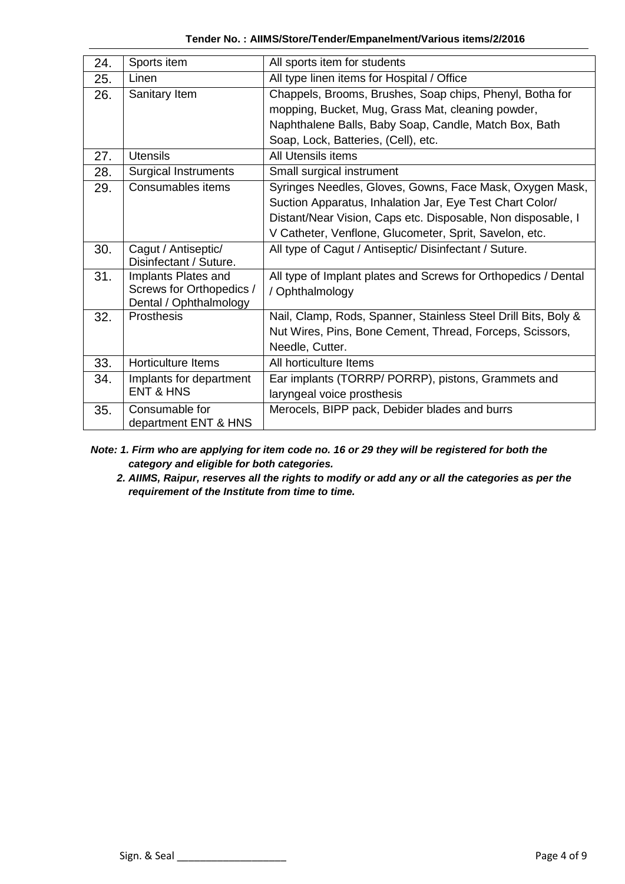| 24. | Sports item | All sports item for students |
|---|---|---|
| 25. | Linen | All type linen items for Hospital / Office |
| 26. | Sanitary Item | Chappels, Brooms, Brushes, Soap chips, Phenyl, Botha for mopping, Bucket, Mug, Grass Mat, cleaning powder, Naphthalene Balls, Baby Soap, Candle, Match Box, Bath Soap, Lock, Batteries, (Cell), etc. |
| 27. | Utensils | All Utensils items |
| 28. | Surgical Instruments | Small surgical instrument |
| 29. | Consumables items | Syringes Needles, Gloves, Gowns, Face Mask, Oxygen Mask, Suction Apparatus, Inhalation Jar, Eye Test Chart Color/ Distant/Near Vision, Caps etc. Disposable, Non disposable, I V Catheter, Venflone, Glucometer, Sprit, Savelon, etc. |
| 30. | Cagut / Antiseptic/ Disinfectant / Suture. | All type of Cagut / Antiseptic/ Disinfectant / Suture. |
| 31. | Implants Plates and Screws for Orthopedics / Dental / Ophthalmology | All type of Implant plates and Screws for Orthopedics / Dental / Ophthalmology |
| 32. | Prosthesis | Nail, Clamp, Rods, Spanner, Stainless Steel Drill Bits, Boly & Nut Wires, Pins, Bone Cement, Thread, Forceps, Scissors, Needle, Cutter. |
| 33. | Horticulture Items | All horticulture Items |
| 34. | Implants for department ENT & HNS | Ear implants (TORRP/ PORRP), pistons, Grammets and laryngeal voice prosthesis |
| 35. | Consumable for department ENT & HNS | Merocels, BIPP pack, Debider blades and burrs |

***Note: 1. Firm who are applying for item code no. 16 or 29 they will be registered for both the category and eligible for both categories.***

***2. AIIMS, Raipur, reserves all the rights to modify or add any or all the categories as per the requirement of the Institute from time to time.***

Sign. & Seal ___________________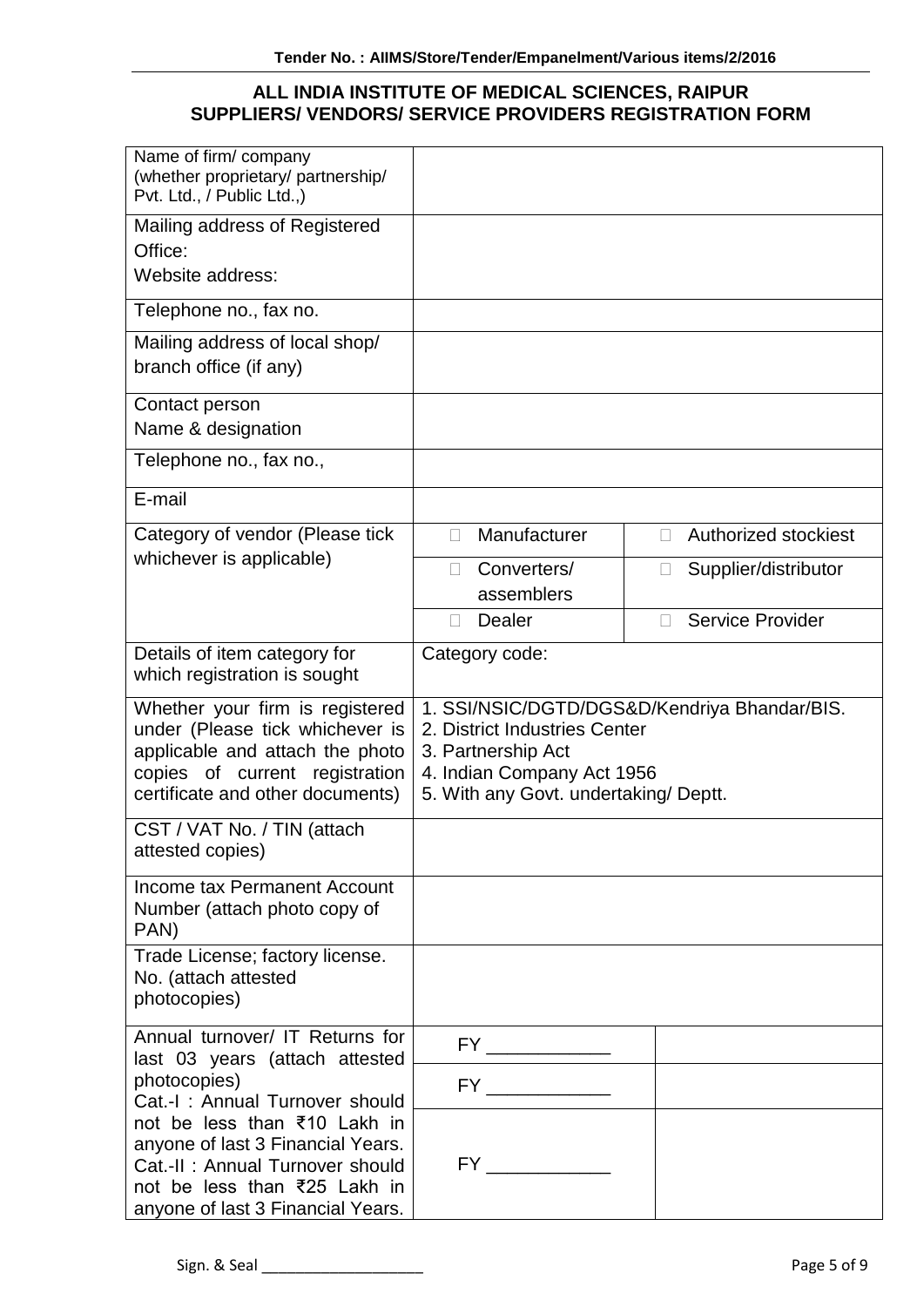## ALL INDIA INSTITUTE OF MEDICAL SCIENCES, RAIPUR
## SUPPLIERS/ VENDORS/ SERVICE PROVIDERS REGISTRATION FORM

| Field | | |
|---|---|---|
| Name of firm/ company (whether proprietary/ partnership/ Pvt. Ltd., / Public Ltd.,) | | |
| Mailing address of Registered Office:<br>Website address: | | |
| Telephone no., fax no. | | |
| Mailing address of local shop/ branch office (if any) | | |
| Contact person<br>Name & designation | | |
| Telephone no., fax no., | | |
| E-mail | | |
| Category of vendor (Please tick whichever is applicable) | ☐ Manufacturer | ☐ Authorized stockiest |
| | ☐ Converters/ assemblers | ☐ Supplier/distributor |
| | ☐ Dealer | ☐ Service Provider |
| Details of item category for which registration is sought | Category code: | |
| Whether your firm is registered under (Please tick whichever is applicable and attach the photo copies of current registration certificate and other documents) | 1. SSI/NSIC/DGTD/DGS&D/Kendriya Bhandar/BIS.<br>2. District Industries Center<br>3. Partnership Act<br>4. Indian Company Act 1956<br>5. With any Govt. undertaking/ Deptt. | |
| CST / VAT No. / TIN (attach attested copies) | | |
| Income tax Permanent Account Number (attach photo copy of PAN) | | |
| Trade License; factory license. No. (attach attested photocopies) | | |
| Annual turnover/ IT Returns for last 03 years (attach attested photocopies)<br>Cat.-I : Annual Turnover should not be less than ₹10 Lakh in anyone of last 3 Financial Years.<br>Cat.-II : Annual Turnover should not be less than ₹25 Lakh in anyone of last 3 Financial Years. | FY ____________ | |
| | FY ____________ | |
| | FY ____________ | |

Sign. & Seal ___________________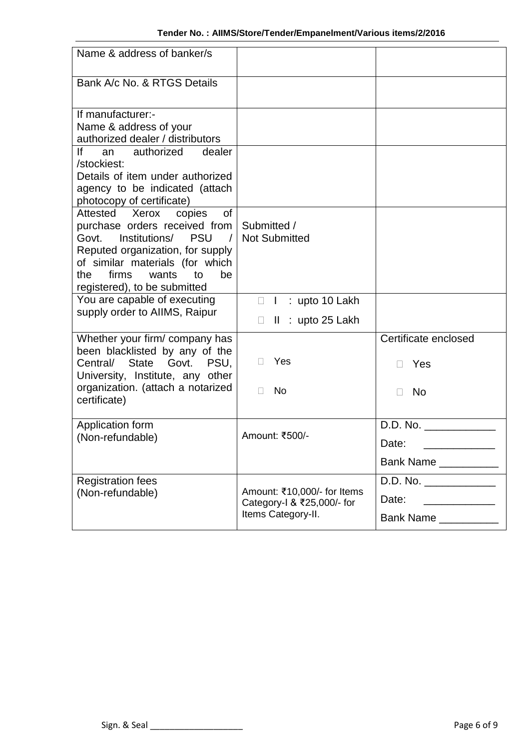| Name & address of banker/s | | |
|---|---|---|
| Bank A/c No. & RTGS Details | | |
| If manufacturer:- Name & address of your authorized dealer / distributors | | |
| If an authorized dealer /stockiest: Details of item under authorized agency to be indicated (attach photocopy of certificate) | | |
| Attested Xerox copies of purchase orders received from Govt. Institutions/ PSU / Reputed organization, for supply of similar materials (for which the firms wants to be registered), to be submitted | Submitted / Not Submitted | |
| You are capable of executing supply order to AIIMS, Raipur | ☐ I : upto 10 Lakh<br>☐ II : upto 25 Lakh | |
| Whether your firm/ company has been blacklisted by any of the Central/ State Govt. PSU, University, Institute, any other organization. (attach a notarized certificate) | ☐ Yes<br>☐ No | Certificate enclosed<br>☐ Yes<br>☐ No |
| Application form (Non-refundable) | Amount: ₹500/- | D.D. No. ____________<br>Date: ____________<br>Bank Name __________ |
| Registration fees (Non-refundable) | Amount: ₹10,000/- for Items Category-I & ₹25,000/- for Items Category-II. | D.D. No. ____________<br>Date: ____________<br>Bank Name __________ |

Sign. & Seal ___________________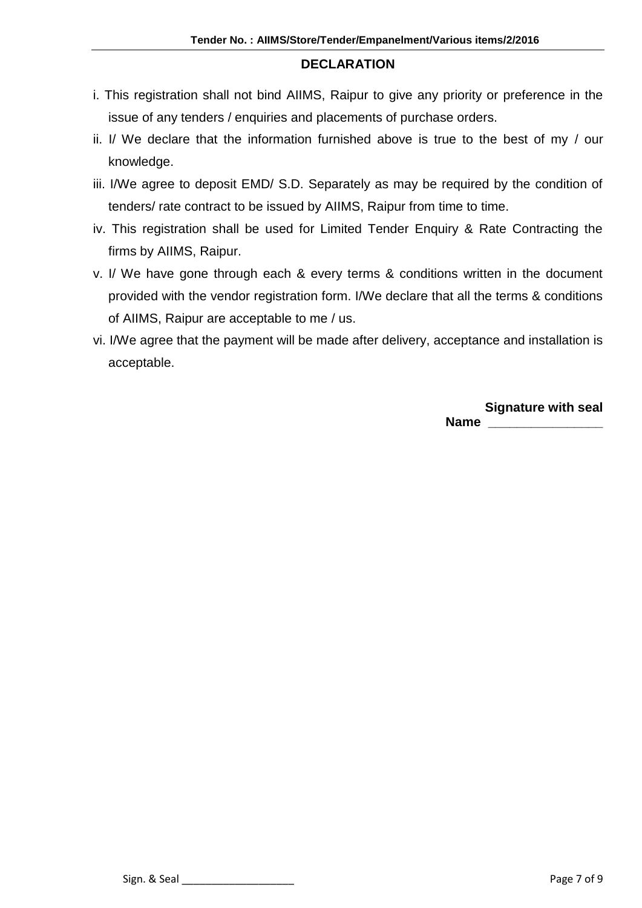## DECLARATION

i. This registration shall not bind AIIMS, Raipur to give any priority or preference in the issue of any tenders / enquiries and placements of purchase orders.

ii. I/ We declare that the information furnished above is true to the best of my / our knowledge.

iii. I/We agree to deposit EMD/ S.D. Separately as may be required by the condition of tenders/ rate contract to be issued by AIIMS, Raipur from time to time.

iv. This registration shall be used for Limited Tender Enquiry & Rate Contracting the firms by AIIMS, Raipur.

v. I/ We have gone through each & every terms & conditions written in the document provided with the vendor registration form. I/We declare that all the terms & conditions of AIIMS, Raipur are acceptable to me / us.

vi. I/We agree that the payment will be made after delivery, acceptance and installation is acceptable.

**Signature with seal**

**Name** ________________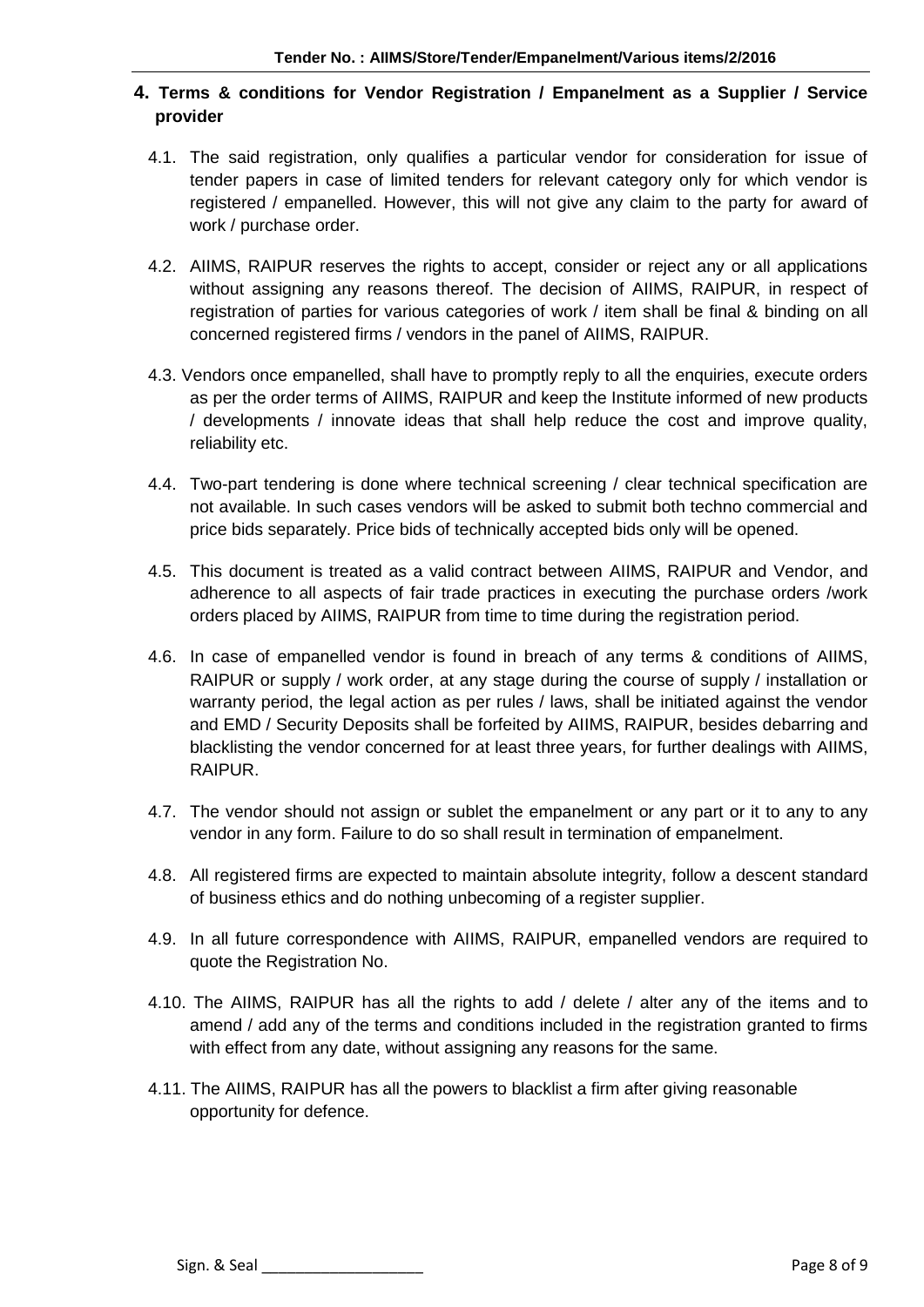## 4. Terms & conditions for Vendor Registration / Empanelment as a Supplier / Service provider

4.1. The said registration, only qualifies a particular vendor for consideration for issue of tender papers in case of limited tenders for relevant category only for which vendor is registered / empanelled. However, this will not give any claim to the party for award of work / purchase order.

4.2. AIIMS, RAIPUR reserves the rights to accept, consider or reject any or all applications without assigning any reasons thereof. The decision of AIIMS, RAIPUR, in respect of registration of parties for various categories of work / item shall be final & binding on all concerned registered firms / vendors in the panel of AIIMS, RAIPUR.

4.3. Vendors once empanelled, shall have to promptly reply to all the enquiries, execute orders as per the order terms of AIIMS, RAIPUR and keep the Institute informed of new products / developments / innovate ideas that shall help reduce the cost and improve quality, reliability etc.

4.4. Two-part tendering is done where technical screening / clear technical specification are not available. In such cases vendors will be asked to submit both techno commercial and price bids separately. Price bids of technically accepted bids only will be opened.

4.5. This document is treated as a valid contract between AIIMS, RAIPUR and Vendor, and adherence to all aspects of fair trade practices in executing the purchase orders /work orders placed by AIIMS, RAIPUR from time to time during the registration period.

4.6. In case of empanelled vendor is found in breach of any terms & conditions of AIIMS, RAIPUR or supply / work order, at any stage during the course of supply / installation or warranty period, the legal action as per rules / laws, shall be initiated against the vendor and EMD / Security Deposits shall be forfeited by AIIMS, RAIPUR, besides debarring and blacklisting the vendor concerned for at least three years, for further dealings with AIIMS, RAIPUR.

4.7. The vendor should not assign or sublet the empanelment or any part or it to any to any vendor in any form. Failure to do so shall result in termination of empanelment.

4.8. All registered firms are expected to maintain absolute integrity, follow a descent standard of business ethics and do nothing unbecoming of a register supplier.

4.9. In all future correspondence with AIIMS, RAIPUR, empanelled vendors are required to quote the Registration No.

4.10. The AIIMS, RAIPUR has all the rights to add / delete / alter any of the items and to amend / add any of the terms and conditions included in the registration granted to firms with effect from any date, without assigning any reasons for the same.

4.11. The AIIMS, RAIPUR has all the powers to blacklist a firm after giving reasonable opportunity for defence.

Sign. & Seal ___________________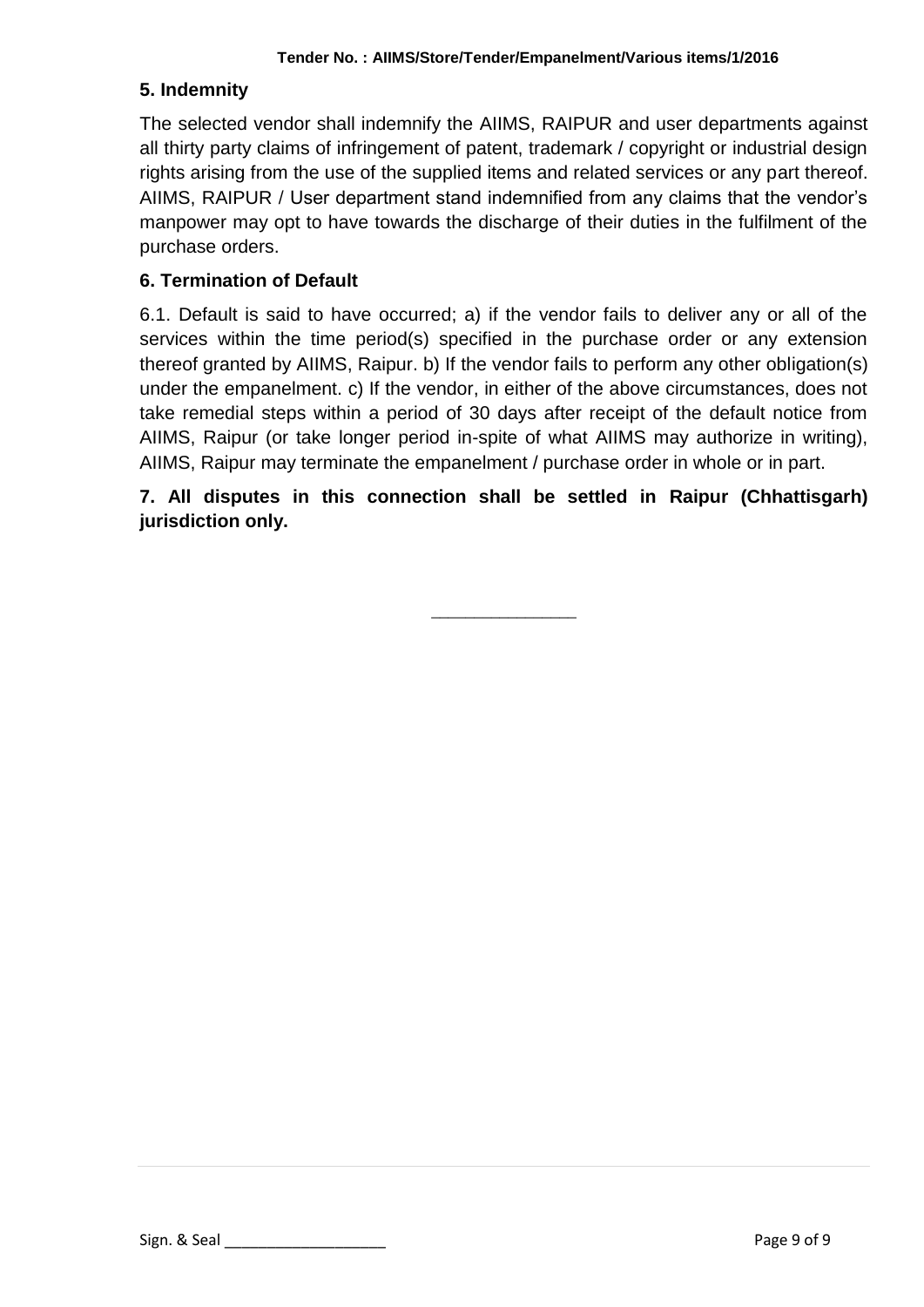## 5. Indemnity

The selected vendor shall indemnify the AIIMS, RAIPUR and user departments against all thirty party claims of infringement of patent, trademark / copyright or industrial design rights arising from the use of the supplied items and related services or any part thereof. AIIMS, RAIPUR / User department stand indemnified from any claims that the vendor's manpower may opt to have towards the discharge of their duties in the fulfilment of the purchase orders.

## 6. Termination of Default

6.1. Default is said to have occurred; a) if the vendor fails to deliver any or all of the services within the time period(s) specified in the purchase order or any extension thereof granted by AIIMS, Raipur. b) If the vendor fails to perform any other obligation(s) under the empanelment. c) If the vendor, in either of the above circumstances, does not take remedial steps within a period of 30 days after receipt of the default notice from AIIMS, Raipur (or take longer period in-spite of what AIIMS may authorize in writing), AIIMS, Raipur may terminate the empanelment / purchase order in whole or in part.

**7. All disputes in this connection shall be settled in Raipur (Chhattisgarh) jurisdiction only.**

_______________

Sign. & Seal ___________________